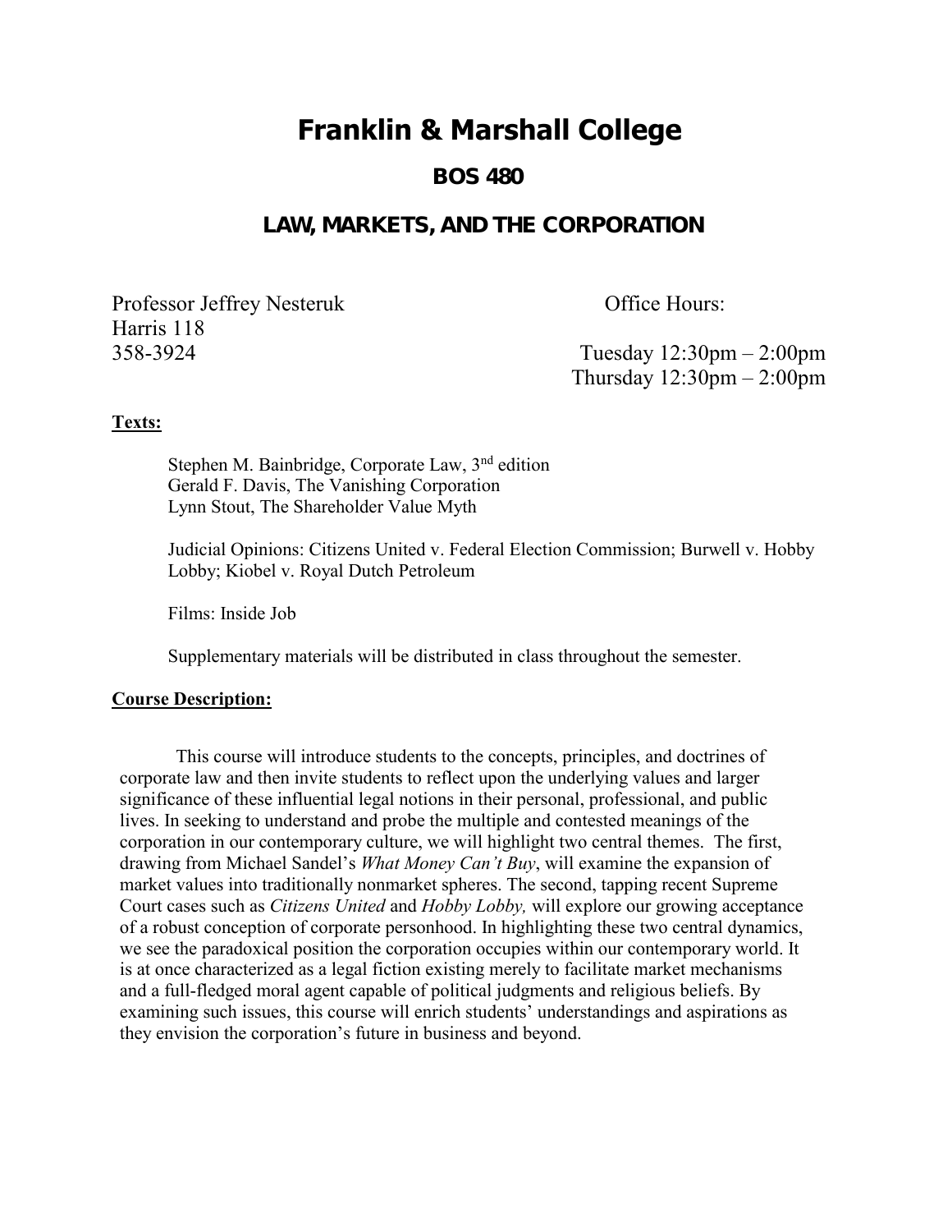# Franklin & Marshall College

## BOS 480

## LAW, MARKETS, AND THE CORPORATION

Professor Jeffrey Nesteruk
Harris 118
358-3924

Office Hours:

Tuesday 12:30pm – 2:00pm
Thursday 12:30pm – 2:00pm

**Texts:**

Stephen M. Bainbridge, Corporate Law, 3rd edition
Gerald F. Davis, The Vanishing Corporation
Lynn Stout, The Shareholder Value Myth

Judicial Opinions: Citizens United v. Federal Election Commission; Burwell v. Hobby Lobby; Kiobel v. Royal Dutch Petroleum

Films: Inside Job

Supplementary materials will be distributed in class throughout the semester.

**Course Description:**

This course will introduce students to the concepts, principles, and doctrines of corporate law and then invite students to reflect upon the underlying values and larger significance of these influential legal notions in their personal, professional, and public lives. In seeking to understand and probe the multiple and contested meanings of the corporation in our contemporary culture, we will highlight two central themes. The first, drawing from Michael Sandel's *What Money Can't Buy*, will examine the expansion of market values into traditionally nonmarket spheres. The second, tapping recent Supreme Court cases such as *Citizens United* and *Hobby Lobby,* will explore our growing acceptance of a robust conception of corporate personhood. In highlighting these two central dynamics, we see the paradoxical position the corporation occupies within our contemporary world. It is at once characterized as a legal fiction existing merely to facilitate market mechanisms and a full-fledged moral agent capable of political judgments and religious beliefs. By examining such issues, this course will enrich students' understandings and aspirations as they envision the corporation's future in business and beyond.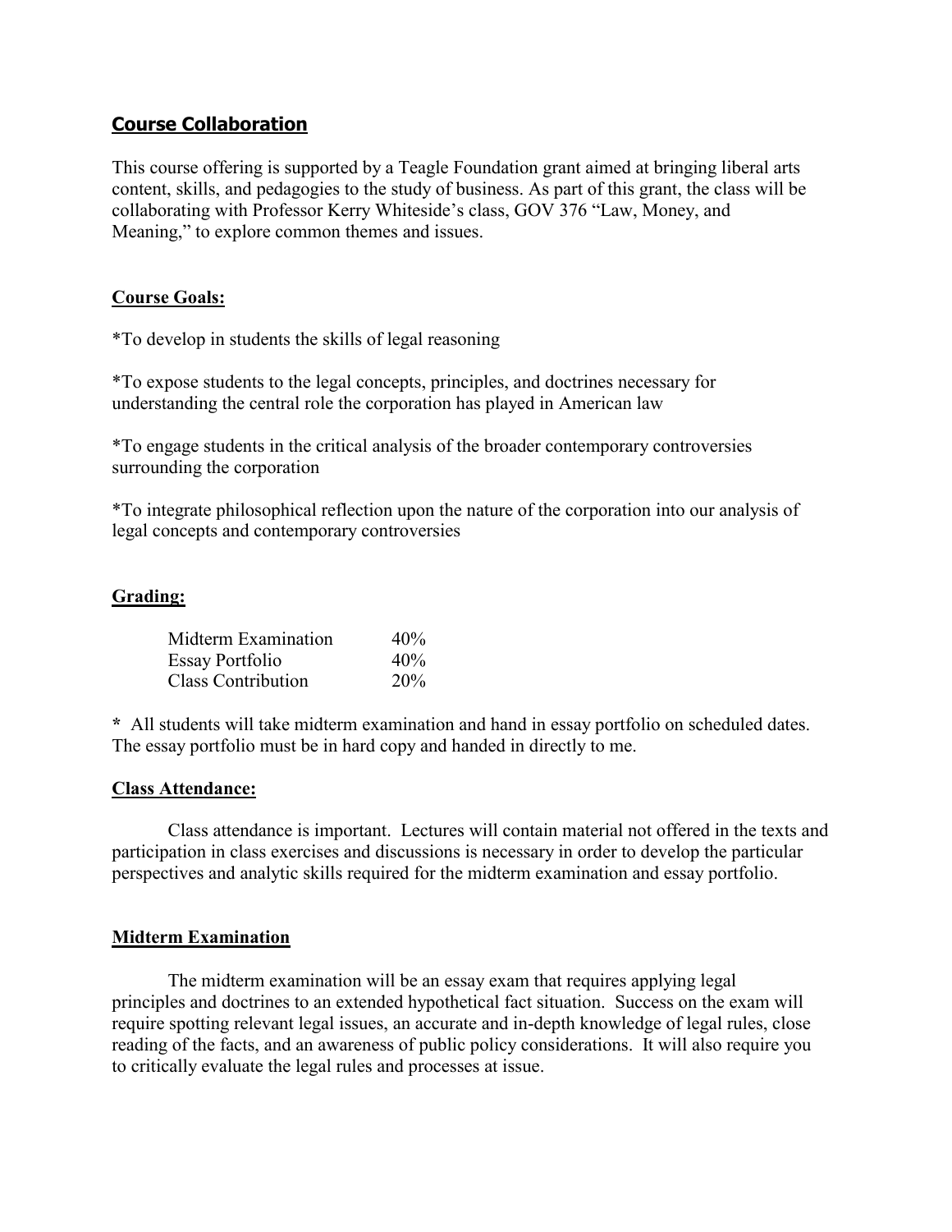## Course Collaboration

This course offering is supported by a Teagle Foundation grant aimed at bringing liberal arts content, skills, and pedagogies to the study of business. As part of this grant, the class will be collaborating with Professor Kerry Whiteside's class, GOV 376 "Law, Money, and Meaning," to explore common themes and issues.

### Course Goals:

*To develop in students the skills of legal reasoning

*To expose students to the legal concepts, principles, and doctrines necessary for understanding the central role the corporation has played in American law

*To engage students in the critical analysis of the broader contemporary controversies surrounding the corporation

*To integrate philosophical reflection upon the nature of the corporation into our analysis of legal concepts and contemporary controversies

### Grading:

| | |
|---|---|
| Midterm Examination | 40% |
| Essay Portfolio | 40% |
| Class Contribution | 20% |

* All students will take midterm examination and hand in essay portfolio on scheduled dates. The essay portfolio must be in hard copy and handed in directly to me.

### Class Attendance:

Class attendance is important. Lectures will contain material not offered in the texts and participation in class exercises and discussions is necessary in order to develop the particular perspectives and analytic skills required for the midterm examination and essay portfolio.

### Midterm Examination

The midterm examination will be an essay exam that requires applying legal principles and doctrines to an extended hypothetical fact situation. Success on the exam will require spotting relevant legal issues, an accurate and in-depth knowledge of legal rules, close reading of the facts, and an awareness of public policy considerations. It will also require you to critically evaluate the legal rules and processes at issue.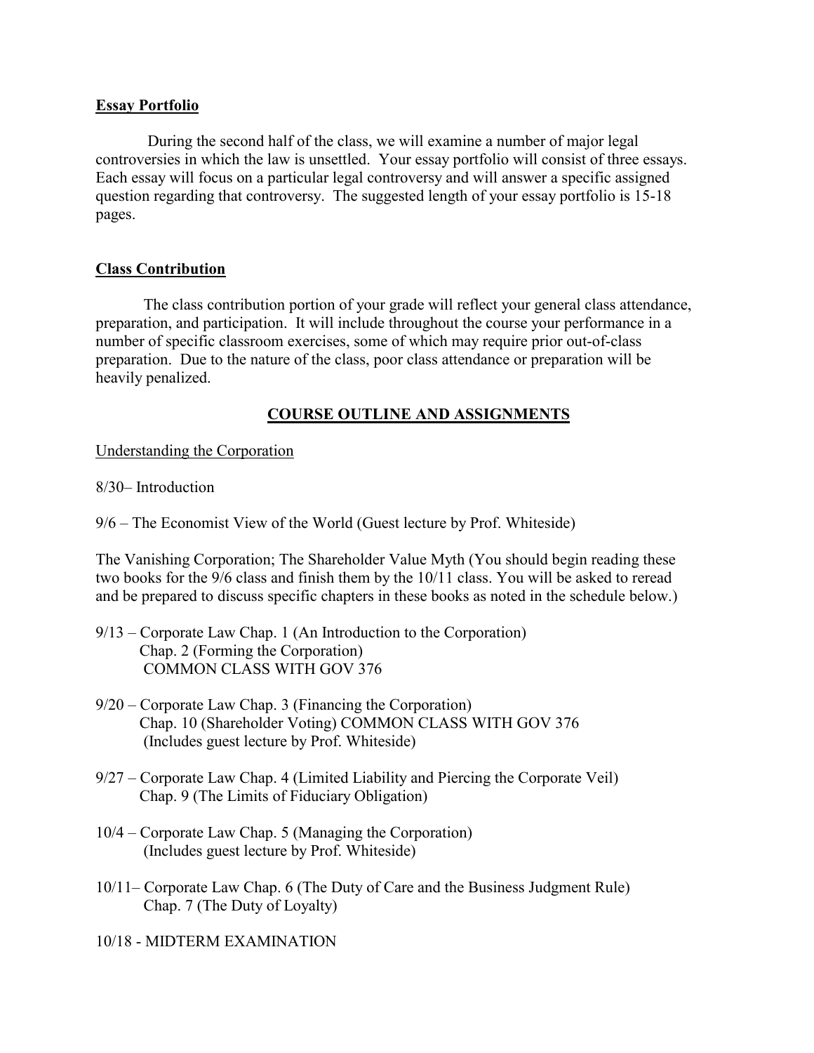**Essay Portfolio**

During the second half of the class, we will examine a number of major legal controversies in which the law is unsettled. Your essay portfolio will consist of three essays. Each essay will focus on a particular legal controversy and will answer a specific assigned question regarding that controversy. The suggested length of your essay portfolio is 15-18 pages.

**Class Contribution**

The class contribution portion of your grade will reflect your general class attendance, preparation, and participation. It will include throughout the course your performance in a number of specific classroom exercises, some of which may require prior out-of-class preparation. Due to the nature of the class, poor class attendance or preparation will be heavily penalized.

## COURSE OUTLINE AND ASSIGNMENTS

Understanding the Corporation

8/30– Introduction

9/6 – The Economist View of the World (Guest lecture by Prof. Whiteside)

The Vanishing Corporation; The Shareholder Value Myth (You should begin reading these two books for the 9/6 class and finish them by the 10/11 class. You will be asked to reread and be prepared to discuss specific chapters in these books as noted in the schedule below.)

9/13 – Corporate Law Chap. 1 (An Introduction to the Corporation)
Chap. 2 (Forming the Corporation)
COMMON CLASS WITH GOV 376

9/20 – Corporate Law Chap. 3 (Financing the Corporation)
Chap. 10 (Shareholder Voting) COMMON CLASS WITH GOV 376
(Includes guest lecture by Prof. Whiteside)

9/27 – Corporate Law Chap. 4 (Limited Liability and Piercing the Corporate Veil)
Chap. 9 (The Limits of Fiduciary Obligation)

10/4 – Corporate Law Chap. 5 (Managing the Corporation)
(Includes guest lecture by Prof. Whiteside)

10/11– Corporate Law Chap. 6 (The Duty of Care and the Business Judgment Rule)
Chap. 7 (The Duty of Loyalty)

10/18 - MIDTERM EXAMINATION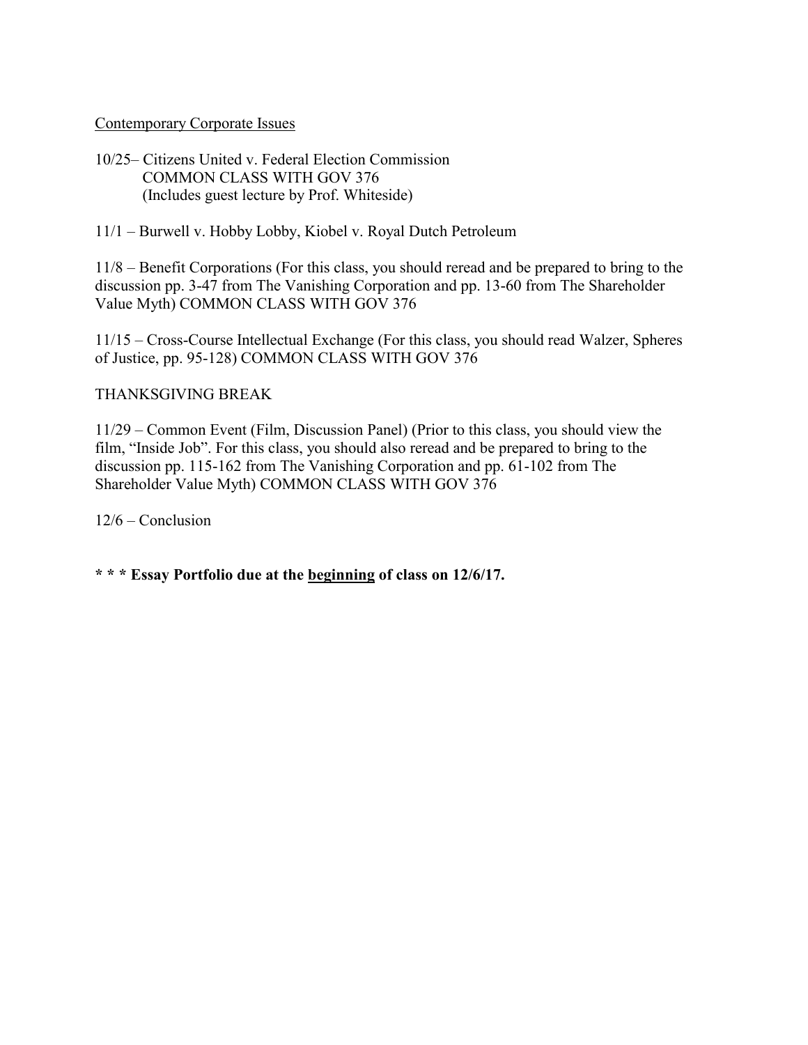Contemporary Corporate Issues

10/25– Citizens United v. Federal Election Commission
COMMON CLASS WITH GOV 376
(Includes guest lecture by Prof. Whiteside)

11/1 – Burwell v. Hobby Lobby, Kiobel v. Royal Dutch Petroleum

11/8 – Benefit Corporations (For this class, you should reread and be prepared to bring to the discussion pp. 3-47 from The Vanishing Corporation and pp. 13-60 from The Shareholder Value Myth) COMMON CLASS WITH GOV 376

11/15 – Cross-Course Intellectual Exchange (For this class, you should read Walzer, Spheres of Justice, pp. 95-128) COMMON CLASS WITH GOV 376

THANKSGIVING BREAK

11/29 – Common Event (Film, Discussion Panel) (Prior to this class, you should view the film, "Inside Job". For this class, you should also reread and be prepared to bring to the discussion pp. 115-162 from The Vanishing Corporation and pp. 61-102 from The Shareholder Value Myth) COMMON CLASS WITH GOV 376

12/6 – Conclusion

**\* \* \* Essay Portfolio due at the <u>beginning</u> of class on 12/6/17.**